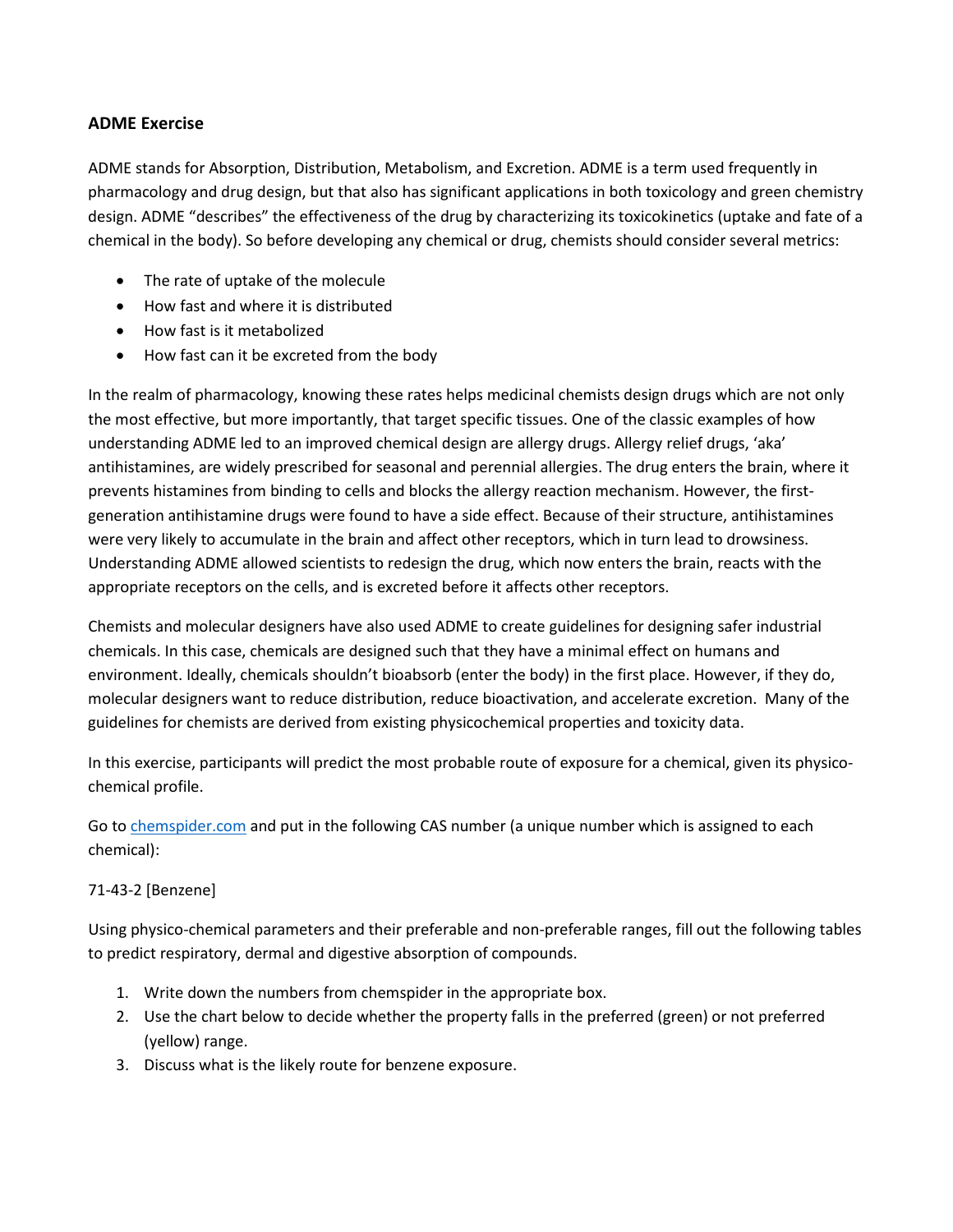### ADME Exercise

ADME stands for Absorption, Distribution, Metabolism, and Excretion. ADME is a term used frequently in pharmacology and drug design, but that also has significant applications in both toxicology and green chemistry design. ADME "describes" the effectiveness of the drug by characterizing its toxicokinetics (uptake and fate of a chemical in the body). So before developing any chemical or drug, chemists should consider several metrics:

- The rate of uptake of the molecule
- How fast and where it is distributed
- How fast is it metabolized
- How fast can it be excreted from the body

In the realm of pharmacology, knowing these rates helps medicinal chemists design drugs which are not only the most effective, but more importantly, that target specific tissues. One of the classic examples of how understanding ADME led to an improved chemical design are allergy drugs. Allergy relief drugs, 'aka' antihistamines, are widely prescribed for seasonal and perennial allergies. The drug enters the brain, where it prevents histamines from binding to cells and blocks the allergy reaction mechanism. However, the first-generation antihistamine drugs were found to have a side effect. Because of their structure, antihistamines were very likely to accumulate in the brain and affect other receptors, which in turn lead to drowsiness. Understanding ADME allowed scientists to redesign the drug, which now enters the brain, reacts with the appropriate receptors on the cells, and is excreted before it affects other receptors.

Chemists and molecular designers have also used ADME to create guidelines for designing safer industrial chemicals. In this case, chemicals are designed such that they have a minimal effect on humans and environment. Ideally, chemicals shouldn't bioabsorb (enter the body) in the first place. However, if they do, molecular designers want to reduce distribution, reduce bioactivation, and accelerate excretion. Many of the guidelines for chemists are derived from existing physicochemical properties and toxicity data.

In this exercise, participants will predict the most probable route of exposure for a chemical, given its physico-chemical profile.

Go to [chemspider.com](chemspider.com) and put in the following CAS number (a unique number which is assigned to each chemical):

71-43-2 [Benzene]

Using physico-chemical parameters and their preferable and non-preferable ranges, fill out the following tables to predict respiratory, dermal and digestive absorption of compounds.

1. Write down the numbers from chemspider in the appropriate box.
2. Use the chart below to decide whether the property falls in the preferred (green) or not preferred (yellow) range.
3. Discuss what is the likely route for benzene exposure.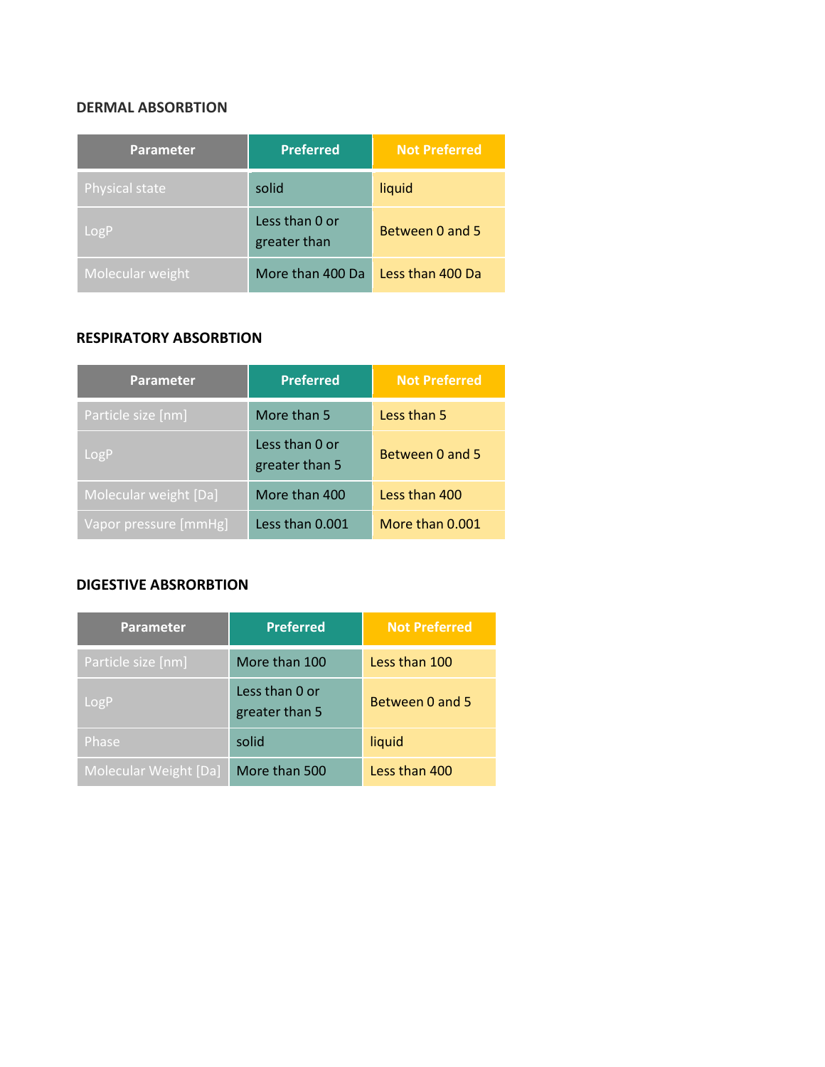### DERMAL ABSORBTION

| Parameter | Preferred | Not Preferred |
|---|---|---|
| Physical state | solid | liquid |
| LogP | Less than 0 or greater than | Between 0 and 5 |
| Molecular weight | More than 400 Da | Less than 400 Da |

### RESPIRATORY ABSORBTION

| Parameter | Preferred | Not Preferred |
|---|---|---|
| Particle size [nm] | More than 5 | Less than 5 |
| LogP | Less than 0 or greater than 5 | Between 0 and 5 |
| Molecular weight [Da] | More than 400 | Less than 400 |
| Vapor pressure [mmHg] | Less than 0.001 | More than 0.001 |

### DIGESTIVE ABSRORBTION

| Parameter | Preferred | Not Preferred |
|---|---|---|
| Particle size [nm] | More than 100 | Less than 100 |
| LogP | Less than 0 or greater than 5 | Between 0 and 5 |
| Phase | solid | liquid |
| Molecular Weight [Da] | More than 500 | Less than 400 |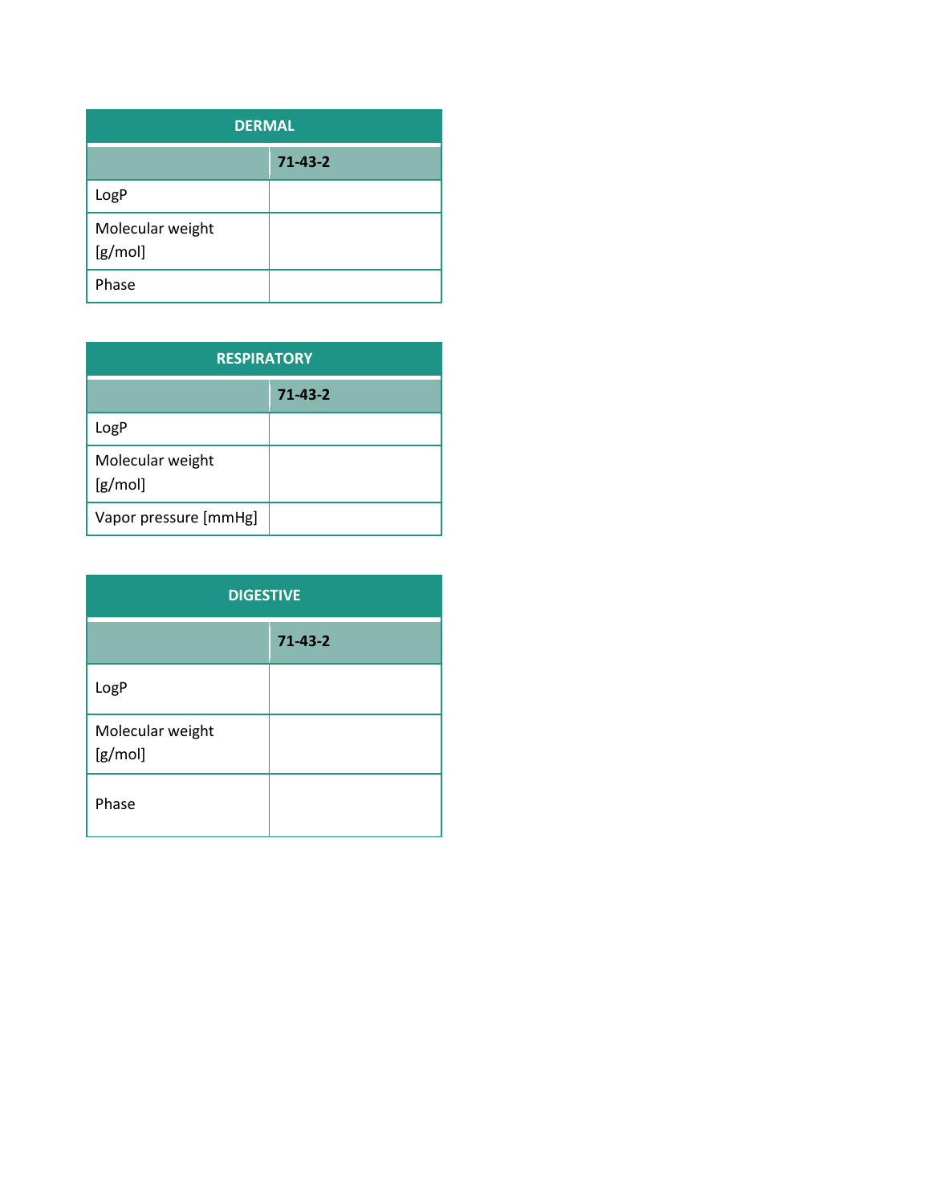| DERMAL | |
|---|---|
| | **71-43-2** |
| LogP | |
| Molecular weight [g/mol] | |
| Phase | |

| RESPIRATORY | |
|---|---|
| | **71-43-2** |
| LogP | |
| Molecular weight [g/mol] | |
| Vapor pressure [mmHg] | |

| DIGESTIVE | |
|---|---|
| | **71-43-2** |
| LogP | |
| Molecular weight [g/mol] | |
| Phase | |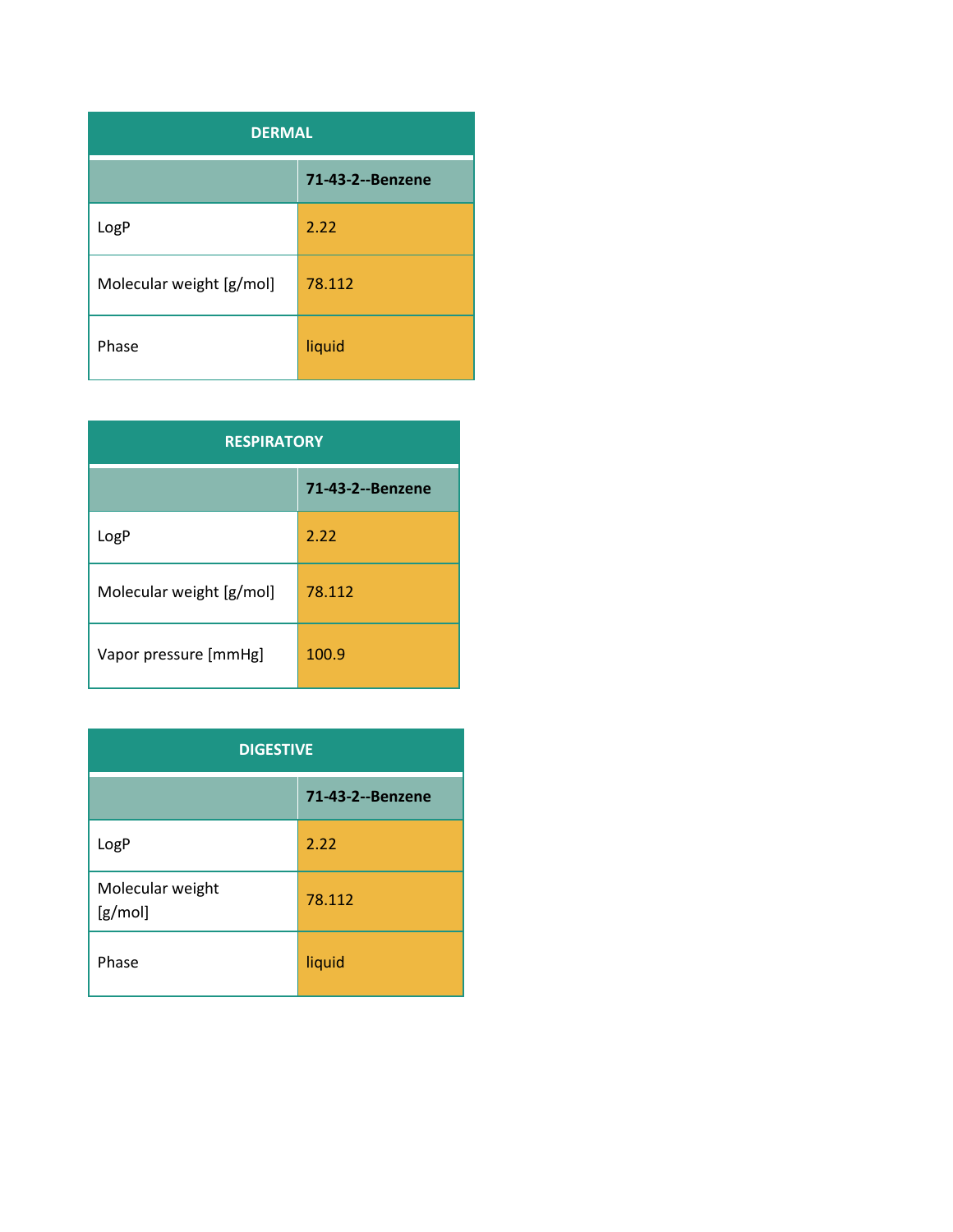| DERMAL | |
|---|---|
| | **71-43-2--Benzene** |
| LogP | 2.22 |
| Molecular weight [g/mol] | 78.112 |
| Phase | liquid |

| RESPIRATORY | |
|---|---|
| | **71-43-2--Benzene** |
| LogP | 2.22 |
| Molecular weight [g/mol] | 78.112 |
| Vapor pressure [mmHg] | 100.9 |

| DIGESTIVE | |
|---|---|
| | **71-43-2--Benzene** |
| LogP | 2.22 |
| Molecular weight [g/mol] | 78.112 |
| Phase | liquid |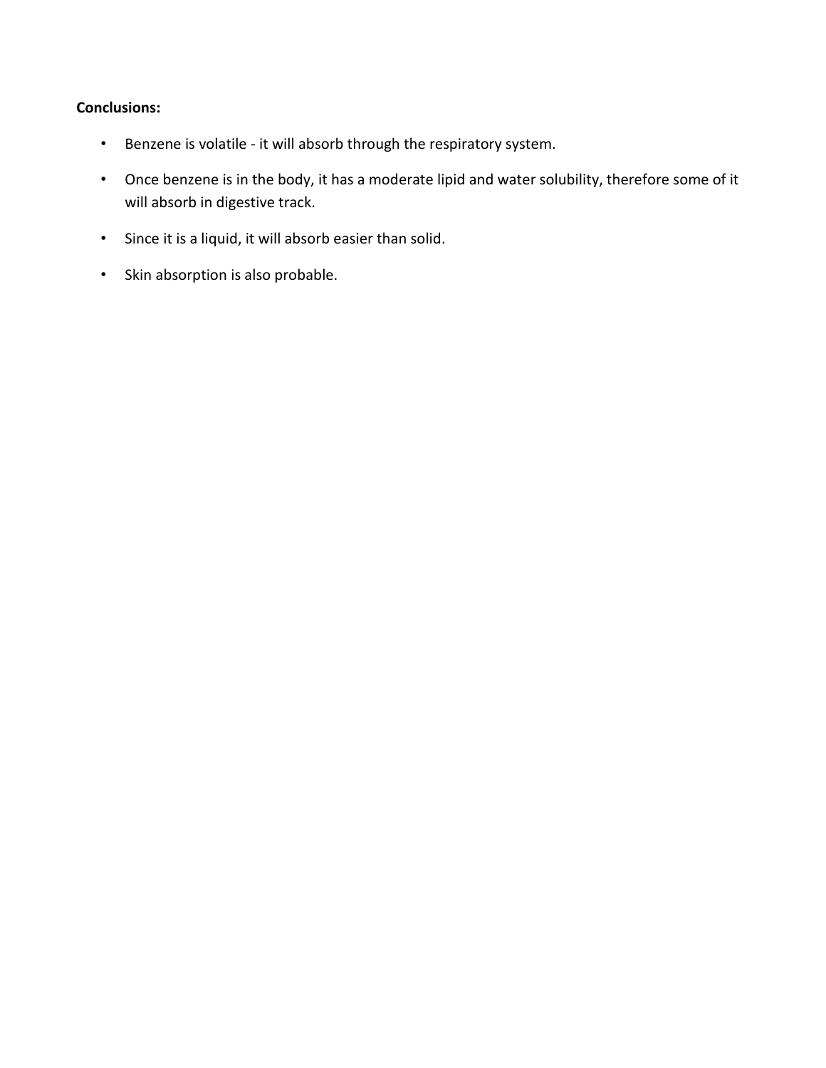**Conclusions:**

- Benzene is volatile - it will absorb through the respiratory system.
- Once benzene is in the body, it has a moderate lipid and water solubility, therefore some of it will absorb in digestive track.
- Since it is a liquid, it will absorb easier than solid.
- Skin absorption is also probable.